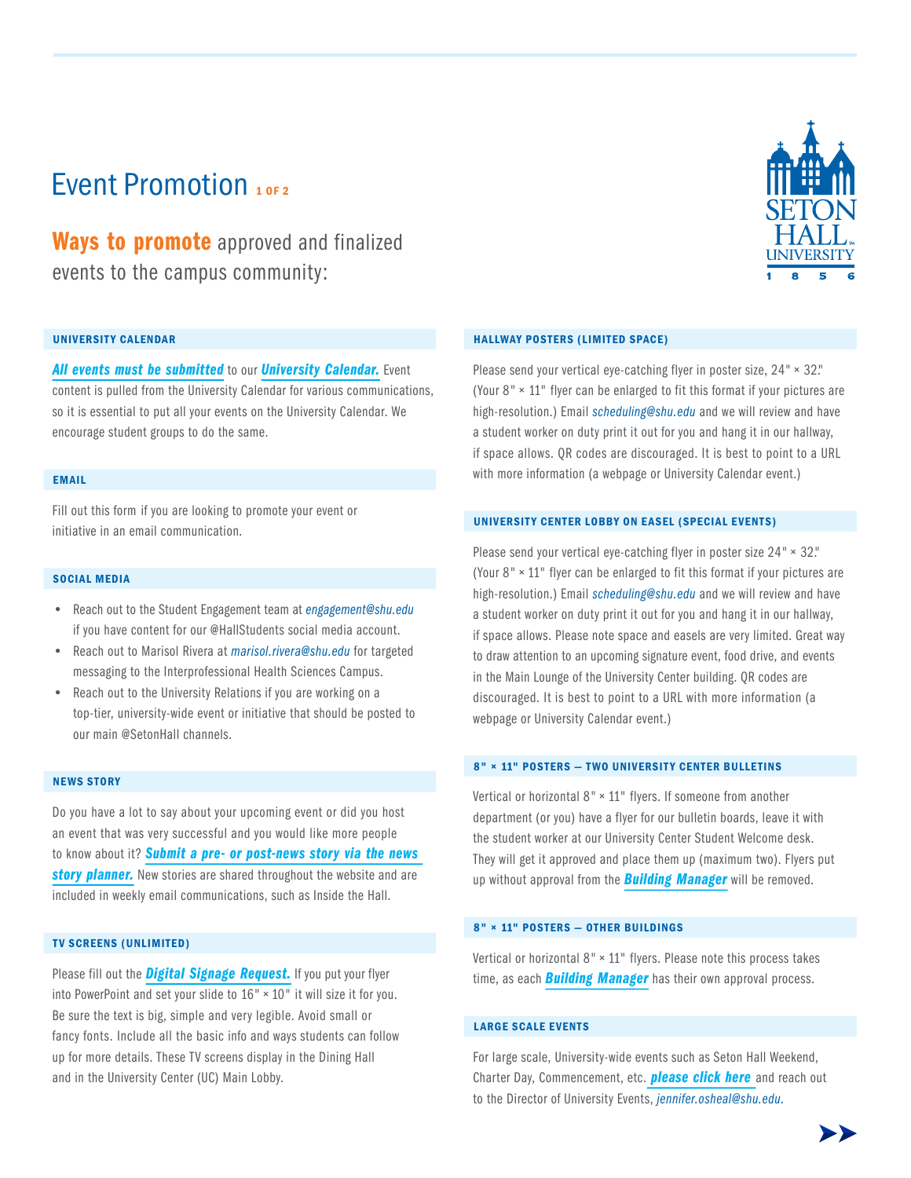# Event Promotion

## **Ways to promote** approved and finalized events to the campus community:

### UNIVERSITY CALENDAR

***All events must be submitted*** to our ***University Calendar.*** Event content is pulled from the University Calendar for various communications, so it is essential to put all your events on the University Calendar. We encourage student groups to do the same.

### EMAIL

Fill out this form if you are looking to promote your event or initiative in an email communication.

### SOCIAL MEDIA

- Reach out to the Student Engagement team at *engagement@shu.edu* if you have content for our @HallStudents social media account.
- Reach out to Marisol Rivera at *marisol.rivera@shu.edu* for targeted messaging to the Interprofessional Health Sciences Campus.
- Reach out to the University Relations if you are working on a top-tier, university-wide event or initiative that should be posted to our main @SetonHall channels.

### NEWS STORY

Do you have a lot to say about your upcoming event or did you host an event that was very successful and you would like more people to know about it? ***Submit a pre- or post-news story via the news story planner.*** New stories are shared throughout the website and are included in weekly email communications, such as Inside the Hall.

### TV SCREENS (UNLIMITED)

Please fill out the ***Digital Signage Request.*** If you put your flyer into PowerPoint and set your slide to 16" × 10" it will size it for you. Be sure the text is big, simple and very legible. Avoid small or fancy fonts. Include all the basic info and ways students can follow up for more details. These TV screens display in the Dining Hall and in the University Center (UC) Main Lobby.

### HALLWAY POSTERS (LIMITED SPACE)

Please send your vertical eye-catching flyer in poster size, 24" × 32." (Your 8" × 11" flyer can be enlarged to fit this format if your pictures are high-resolution.) Email *scheduling@shu.edu* and we will review and have a student worker on duty print it out for you and hang it in our hallway, if space allows. QR codes are discouraged. It is best to point to a URL with more information (a webpage or University Calendar event.)

### UNIVERSITY CENTER LOBBY ON EASEL (SPECIAL EVENTS)

Please send your vertical eye-catching flyer in poster size 24" × 32." (Your 8" × 11" flyer can be enlarged to fit this format if your pictures are high-resolution.) Email *scheduling@shu.edu* and we will review and have a student worker on duty print it out for you and hang it in our hallway, if space allows. Please note space and easels are very limited. Great way to draw attention to an upcoming signature event, food drive, and events in the Main Lounge of the University Center building. QR codes are discouraged. It is best to point to a URL with more information (a webpage or University Calendar event.)

### 8" × 11" POSTERS — TWO UNIVERSITY CENTER BULLETINS

Vertical or horizontal 8" × 11" flyers. If someone from another department (or you) have a flyer for our bulletin boards, leave it with the student worker at our University Center Student Welcome desk. They will get it approved and place them up (maximum two). Flyers put up without approval from the ***Building Manager*** will be removed.

### 8" × 11" POSTERS — OTHER BUILDINGS

Vertical or horizontal 8" × 11" flyers. Please note this process takes time, as each ***Building Manager*** has their own approval process.

### LARGE SCALE EVENTS

For large scale, University-wide events such as Seton Hall Weekend, Charter Day, Commencement, etc. ***please click here*** and reach out to the Director of University Events, *jennifer.osheal@shu.edu.*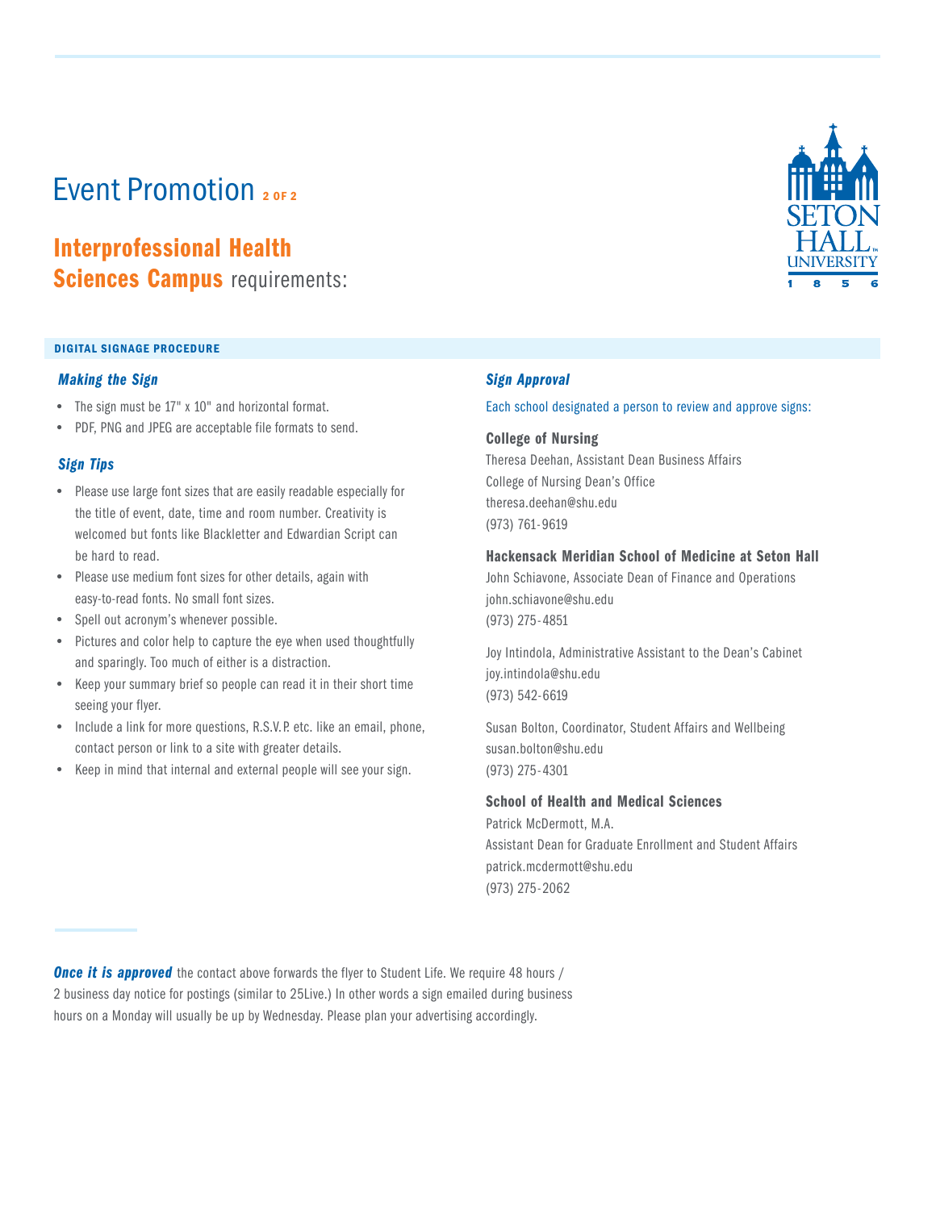# Event Promotion 2 OF 2

## Interprofessional Health Sciences Campus requirements:

### DIGITAL SIGNAGE PROCEDURE

#### *Making the Sign*

- The sign must be 17" x 10" and horizontal format.
- PDF, PNG and JPEG are acceptable file formats to send.

#### *Sign Tips*

- Please use large font sizes that are easily readable especially for the title of event, date, time and room number. Creativity is welcomed but fonts like Blackletter and Edwardian Script can be hard to read.
- Please use medium font sizes for other details, again with easy-to-read fonts. No small font sizes.
- Spell out acronym's whenever possible.
- Pictures and color help to capture the eye when used thoughtfully and sparingly. Too much of either is a distraction.
- Keep your summary brief so people can read it in their short time seeing your flyer.
- Include a link for more questions, R.S.V.P. etc. like an email, phone, contact person or link to a site with greater details.
- Keep in mind that internal and external people will see your sign.

#### *Sign Approval*

Each school designated a person to review and approve signs:

**College of Nursing**
Theresa Deehan, Assistant Dean Business Affairs
College of Nursing Dean's Office
theresa.deehan@shu.edu
(973) 761-9619

**Hackensack Meridian School of Medicine at Seton Hall**
John Schiavone, Associate Dean of Finance and Operations
john.schiavone@shu.edu
(973) 275-4851

Joy Intindola, Administrative Assistant to the Dean's Cabinet
joy.intindola@shu.edu
(973) 542-6619

Susan Bolton, Coordinator, Student Affairs and Wellbeing
susan.bolton@shu.edu
(973) 275-4301

**School of Health and Medical Sciences**
Patrick McDermott, M.A.
Assistant Dean for Graduate Enrollment and Student Affairs
patrick.mcdermott@shu.edu
(973) 275-2062

***Once it is approved*** the contact above forwards the flyer to Student Life. We require 48 hours / 2 business day notice for postings (similar to 25Live.) In other words a sign emailed during business hours on a Monday will usually be up by Wednesday. Please plan your advertising accordingly.